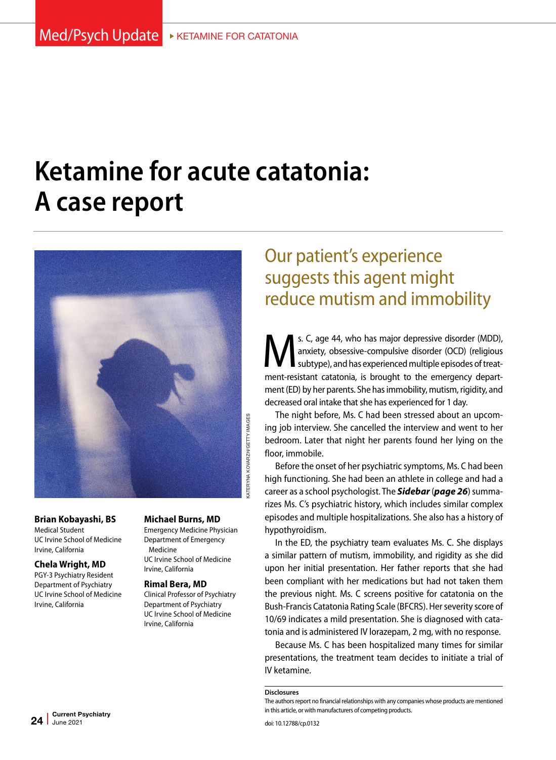# Ketamine for acute catatonia: A case report

## Our patient's experience suggests this agent might reduce mutism and immobility

**Brian Kobayashi, BS**
Medical Student
UC Irvine School of Medicine
Irvine, California

**Chela Wright, MD**
PGY-3 Psychiatry Resident
Department of Psychiatry
UC Irvine School of Medicine
Irvine, California

**Michael Burns, MD**
Emergency Medicine Physician
Department of Emergency Medicine
UC Irvine School of Medicine
Irvine, California

**Rimal Bera, MD**
Clinical Professor of Psychiatry
Department of Psychiatry
UC Irvine School of Medicine
Irvine, California

Ms. C, age 44, who has major depressive disorder (MDD), anxiety, obsessive-compulsive disorder (OCD) (religious subtype), and has experienced multiple episodes of treatment-resistant catatonia, is brought to the emergency department (ED) by her parents. She has immobility, mutism, rigidity, and decreased oral intake that she has experienced for 1 day.

The night before, Ms. C had been stressed about an upcoming job interview. She cancelled the interview and went to her bedroom. Later that night her parents found her lying on the floor, immobile.

Before the onset of her psychiatric symptoms, Ms. C had been high functioning. She had been an athlete in college and had a career as a school psychologist. The ***Sidebar*** (***page 26***) summarizes Ms. C's psychiatric history, which includes similar complex episodes and multiple hospitalizations. She also has a history of hypothyroidism.

In the ED, the psychiatry team evaluates Ms. C. She displays a similar pattern of mutism, immobility, and rigidity as she did upon her initial presentation. Her father reports that she had been compliant with her medications but had not taken them the previous night. Ms. C screens positive for catatonia on the Bush-Francis Catatonia Rating Scale (BFCRS). Her severity score of 10/69 indicates a mild presentation. She is diagnosed with catatonia and is administered IV lorazepam, 2 mg, with no response.

Because Ms. C has been hospitalized many times for similar presentations, the treatment team decides to initiate a trial of IV ketamine.

**Disclosures**
The authors report no financial relationships with any companies whose products are mentioned in this article, or with manufacturers of competing products.

doi: 10.12788/cp.0132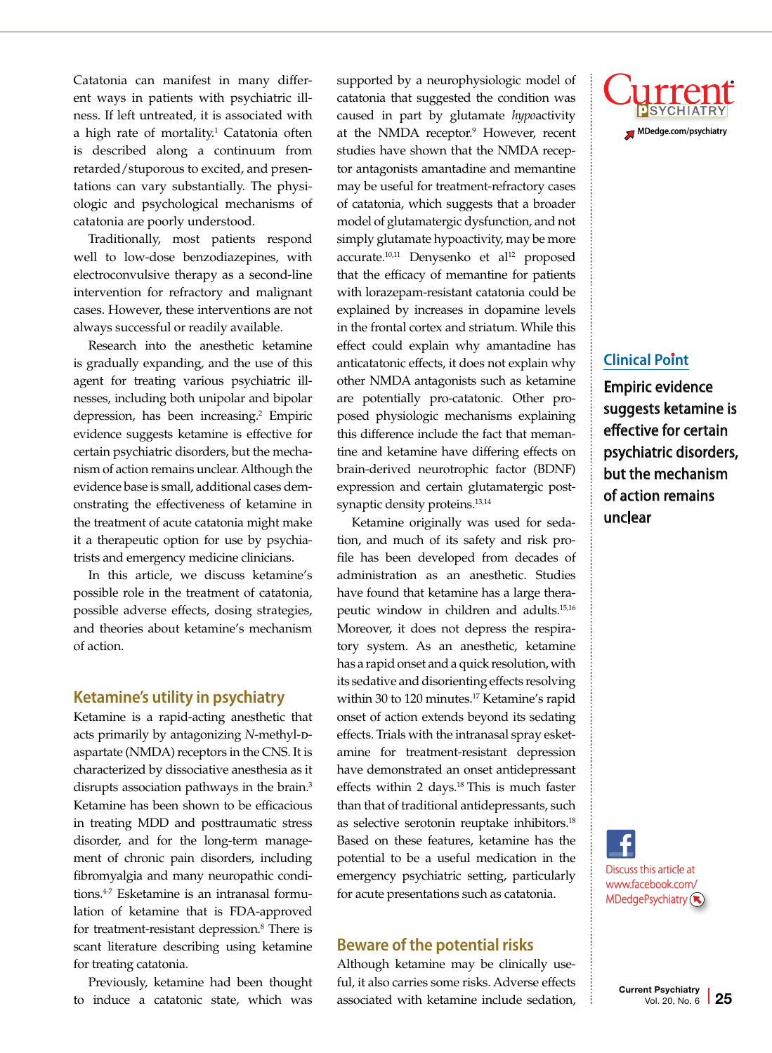Catatonia can manifest in many different ways in patients with psychiatric illness. If left untreated, it is associated with a high rate of mortality.[1] Catatonia often is described along a continuum from retarded/stuporous to excited, and presentations can vary substantially. The physiologic and psychological mechanisms of catatonia are poorly understood.

Traditionally, most patients respond well to low-dose benzodiazepines, with electroconvulsive therapy as a second-line intervention for refractory and malignant cases. However, these interventions are not always successful or readily available.

Research into the anesthetic ketamine is gradually expanding, and the use of this agent for treating various psychiatric illnesses, including both unipolar and bipolar depression, has been increasing.[2] Empiric evidence suggests ketamine is effective for certain psychiatric disorders, but the mechanism of action remains unclear. Although the evidence base is small, additional cases demonstrating the effectiveness of ketamine in the treatment of acute catatonia might make it a therapeutic option for use by psychiatrists and emergency medicine clinicians.

In this article, we discuss ketamine's possible role in the treatment of catatonia, possible adverse effects, dosing strategies, and theories about ketamine's mechanism of action.

## Ketamine's utility in psychiatry

Ketamine is a rapid-acting anesthetic that acts primarily by antagonizing *N*-methyl-D-aspartate (NMDA) receptors in the CNS. It is characterized by dissociative anesthesia as it disrupts association pathways in the brain.[3] Ketamine has been shown to be efficacious in treating MDD and posttraumatic stress disorder, and for the long-term management of chronic pain disorders, including fibromyalgia and many neuropathic conditions.[4-7] Esketamine is an intranasal formulation of ketamine that is FDA-approved for treatment-resistant depression.[8] There is scant literature describing using ketamine for treating catatonia.

Previously, ketamine had been thought to induce a catatonic state, which was supported by a neurophysiologic model of catatonia that suggested the condition was caused in part by glutamate *hypo*activity at the NMDA receptor.[9] However, recent studies have shown that the NMDA receptor antagonists amantadine and memantine may be useful for treatment-refractory cases of catatonia, which suggests that a broader model of glutamatergic dysfunction, and not simply glutamate hypoactivity, may be more accurate.[10,11] Denysenko et al[12] proposed that the efficacy of memantine for patients with lorazepam-resistant catatonia could be explained by increases in dopamine levels in the frontal cortex and striatum. While this effect could explain why amantadine has anticatatonic effects, it does not explain why other NMDA antagonists such as ketamine are potentially pro-catatonic. Other proposed physiologic mechanisms explaining this difference include the fact that memantine and ketamine have differing effects on brain-derived neurotrophic factor (BDNF) expression and certain glutamatergic postsynaptic density proteins.[13,14]

Ketamine originally was used for sedation, and much of its safety and risk profile has been developed from decades of administration as an anesthetic. Studies have found that ketamine has a large therapeutic window in children and adults.[15,16] Moreover, it does not depress the respiratory system. As an anesthetic, ketamine has a rapid onset and a quick resolution, with its sedative and disorienting effects resolving within 30 to 120 minutes.[17] Ketamine's rapid onset of action extends beyond its sedating effects. Trials with the intranasal spray esketamine for treatment-resistant depression have demonstrated an onset antidepressant effects within 2 days.[18] This is much faster than that of traditional antidepressants, such as selective serotonin reuptake inhibitors.[18] Based on these features, ketamine has the potential to be a useful medication in the emergency psychiatric setting, particularly for acute presentations such as catatonia.

**Clinical Point**

**Empiric evidence suggests ketamine is effective for certain psychiatric disorders, but the mechanism of action remains unclear**

## Beware of the potential risks

Although ketamine may be clinically useful, it also carries some risks. Adverse effects associated with ketamine include sedation,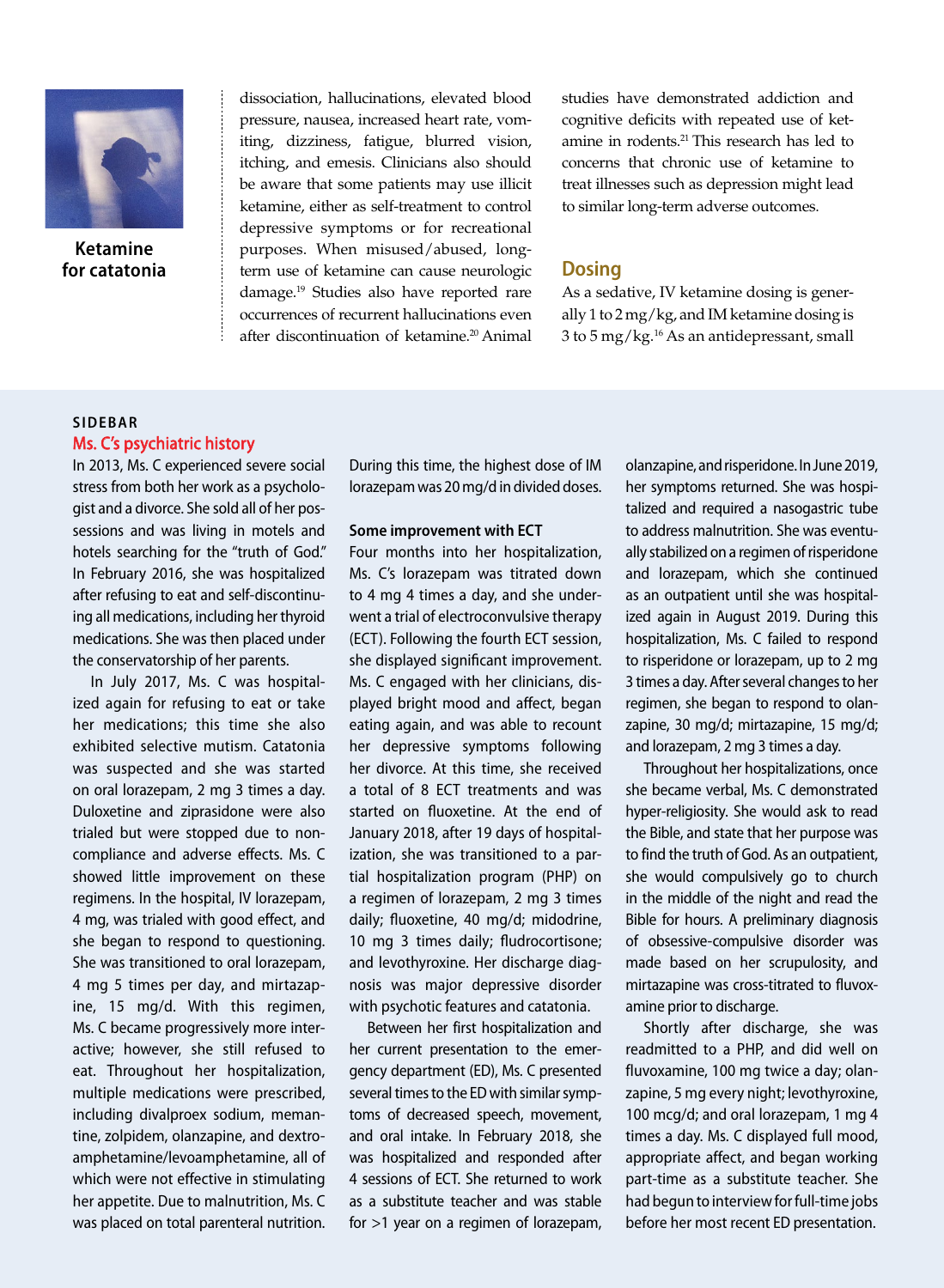dissociation, hallucinations, elevated blood pressure, nausea, increased heart rate, vomiting, dizziness, fatigue, blurred vision, itching, and emesis. Clinicians also should be aware that some patients may use illicit ketamine, either as self-treatment to control depressive symptoms or for recreational purposes. When misused/abused, long-term use of ketamine can cause neurologic damage.[19] Studies also have reported rare occurrences of recurrent hallucinations even after discontinuation of ketamine.[20] Animal studies have demonstrated addiction and cognitive deficits with repeated use of ketamine in rodents.[21] This research has led to concerns that chronic use of ketamine to treat illnesses such as depression might lead to similar long-term adverse outcomes.

## Dosing

As a sedative, IV ketamine dosing is generally 1 to 2 mg/kg, and IM ketamine dosing is 3 to 5 mg/kg.[16] As an antidepressant, small

---

**SIDEBAR**

### Ms. C's psychiatric history

In 2013, Ms. C experienced severe social stress from both her work as a psychologist and a divorce. She sold all of her possessions and was living in motels and hotels searching for the "truth of God." In February 2016, she was hospitalized after refusing to eat and self-discontinuing all medications, including her thyroid medications. She was then placed under the conservatorship of her parents.

In July 2017, Ms. C was hospitalized again for refusing to eat or take her medications; this time she also exhibited selective mutism. Catatonia was suspected and she was started on oral lorazepam, 2 mg 3 times a day. Duloxetine and ziprasidone were also trialed but were stopped due to noncompliance and adverse effects. Ms. C showed little improvement on these regimens. In the hospital, IV lorazepam, 4 mg, was trialed with good effect, and she began to respond to questioning. She was transitioned to oral lorazepam, 4 mg 5 times per day, and mirtazapine, 15 mg/d. With this regimen, Ms. C became progressively more interactive; however, she still refused to eat. Throughout her hospitalization, multiple medications were prescribed, including divalproex sodium, memantine, zolpidem, olanzapine, and dextroamphetamine/levoamphetamine, all of which were not effective in stimulating her appetite. Due to malnutrition, Ms. C was placed on total parenteral nutrition. During this time, the highest dose of IM lorazepam was 20 mg/d in divided doses.

**Some improvement with ECT**

Four months into her hospitalization, Ms. C's lorazepam was titrated down to 4 mg 4 times a day, and she underwent a trial of electroconvulsive therapy (ECT). Following the fourth ECT session, she displayed significant improvement. Ms. C engaged with her clinicians, displayed bright mood and affect, began eating again, and was able to recount her depressive symptoms following her divorce. At this time, she received a total of 8 ECT treatments and was started on fluoxetine. At the end of January 2018, after 19 days of hospitalization, she was transitioned to a partial hospitalization program (PHP) on a regimen of lorazepam, 2 mg 3 times daily; fluoxetine, 40 mg/d; midodrine, 10 mg 3 times daily; fludrocortisone; and levothyroxine. Her discharge diagnosis was major depressive disorder with psychotic features and catatonia.

Between her first hospitalization and her current presentation to the emergency department (ED), Ms. C presented several times to the ED with similar symptoms of decreased speech, movement, and oral intake. In February 2018, she was hospitalized and responded after 4 sessions of ECT. She returned to work as a substitute teacher and was stable for >1 year on a regimen of lorazepam, olanzapine, and risperidone. In June 2019, her symptoms returned. She was hospitalized and required a nasogastric tube to address malnutrition. She was eventually stabilized on a regimen of risperidone and lorazepam, which she continued as an outpatient until she was hospitalized again in August 2019. During this hospitalization, Ms. C failed to respond to risperidone or lorazepam, up to 2 mg 3 times a day. After several changes to her regimen, she began to respond to olanzapine, 30 mg/d; mirtazapine, 15 mg/d; and lorazepam, 2 mg 3 times a day.

Throughout her hospitalizations, once she became verbal, Ms. C demonstrated hyper-religiosity. She would ask to read the Bible, and state that her purpose was to find the truth of God. As an outpatient, she would compulsively go to church in the middle of the night and read the Bible for hours. A preliminary diagnosis of obsessive-compulsive disorder was made based on her scrupulosity, and mirtazapine was cross-titrated to fluvoxamine prior to discharge.

Shortly after discharge, she was readmitted to a PHP, and did well on fluvoxamine, 100 mg twice a day; olanzapine, 5 mg every night; levothyroxine, 100 mcg/d; and oral lorazepam, 1 mg 4 times a day. Ms. C displayed full mood, appropriate affect, and began working part-time as a substitute teacher. She had begun to interview for full-time jobs before her most recent ED presentation.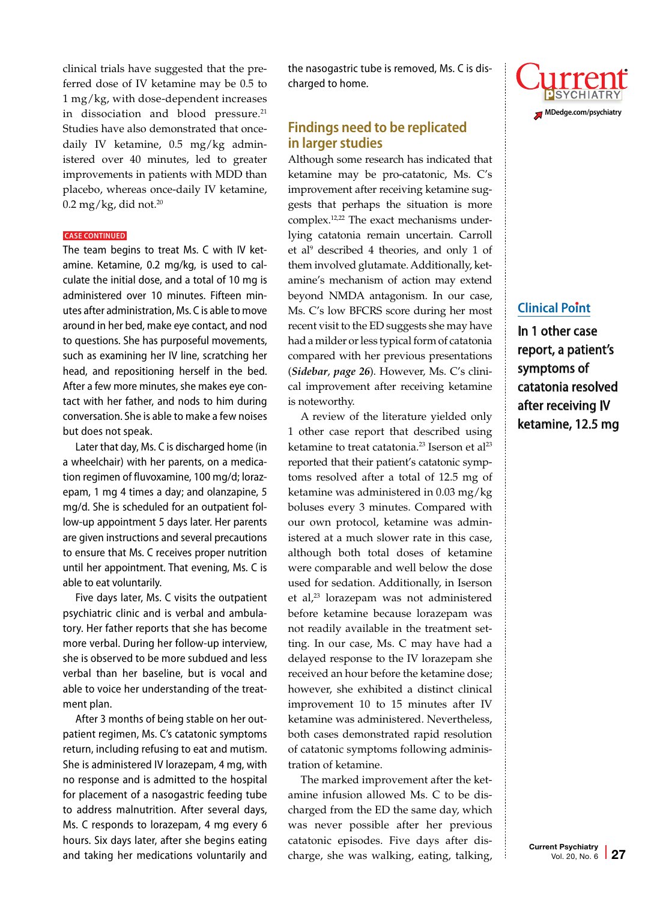clinical trials have suggested that the preferred dose of IV ketamine may be 0.5 to 1 mg/kg, with dose-dependent increases in dissociation and blood pressure.[21] Studies have also demonstrated that once-daily IV ketamine, 0.5 mg/kg administered over 40 minutes, led to greater improvements in patients with MDD than placebo, whereas once-daily IV ketamine, 0.2 mg/kg, did not.[20]

**CASE CONTINUED**

The team begins to treat Ms. C with IV ketamine. Ketamine, 0.2 mg/kg, is used to calculate the initial dose, and a total of 10 mg is administered over 10 minutes. Fifteen minutes after administration, Ms. C is able to move around in her bed, make eye contact, and nod to questions. She has purposeful movements, such as examining her IV line, scratching her head, and repositioning herself in the bed. After a few more minutes, she makes eye contact with her father, and nods to him during conversation. She is able to make a few noises but does not speak.

Later that day, Ms. C is discharged home (in a wheelchair) with her parents, on a medication regimen of fluvoxamine, 100 mg/d; lorazepam, 1 mg 4 times a day; and olanzapine, 5 mg/d. She is scheduled for an outpatient follow-up appointment 5 days later. Her parents are given instructions and several precautions to ensure that Ms. C receives proper nutrition until her appointment. That evening, Ms. C is able to eat voluntarily.

Five days later, Ms. C visits the outpatient psychiatric clinic and is verbal and ambulatory. Her father reports that she has become more verbal. During her follow-up interview, she is observed to be more subdued and less verbal than her baseline, but is vocal and able to voice her understanding of the treatment plan.

After 3 months of being stable on her outpatient regimen, Ms. C's catatonic symptoms return, including refusing to eat and mutism. She is administered IV lorazepam, 4 mg, with no response and is admitted to the hospital for placement of a nasogastric feeding tube to address malnutrition. After several days, Ms. C responds to lorazepam, 4 mg every 6 hours. Six days later, after she begins eating and taking her medications voluntarily and the nasogastric tube is removed, Ms. C is discharged to home.

## Findings need to be replicated in larger studies

Although some research has indicated that ketamine may be pro-catatonic, Ms. C's improvement after receiving ketamine suggests that perhaps the situation is more complex.[12,22] The exact mechanisms underlying catatonia remain uncertain. Carroll et al[9] described 4 theories, and only 1 of them involved glutamate. Additionally, ketamine's mechanism of action may extend beyond NMDA antagonism. In our case, Ms. C's low BFCRS score during her most recent visit to the ED suggests she may have had a milder or less typical form of catatonia compared with her previous presentations (***Sidebar**, page 26*). However, Ms. C's clinical improvement after receiving ketamine is noteworthy.

A review of the literature yielded only 1 other case report that described using ketamine to treat catatonia.[23] Iserson et al[23] reported that their patient's catatonic symptoms resolved after a total of 12.5 mg of ketamine was administered in 0.03 mg/kg boluses every 3 minutes. Compared with our own protocol, ketamine was administered at a much slower rate in this case, although both total doses of ketamine were comparable and well below the dose used for sedation. Additionally, in Iserson et al,[23] lorazepam was not administered before ketamine because lorazepam was not readily available in the treatment setting. In our case, Ms. C may have had a delayed response to the IV lorazepam she received an hour before the ketamine dose; however, she exhibited a distinct clinical improvement 10 to 15 minutes after IV ketamine was administered. Nevertheless, both cases demonstrated rapid resolution of catatonic symptoms following administration of ketamine.

The marked improvement after the ketamine infusion allowed Ms. C to be discharged from the ED the same day, which was never possible after her previous catatonic episodes. Five days after discharge, she was walking, eating, talking,

**Clinical Point**

**In 1 other case report, a patient's symptoms of catatonia resolved after receiving IV ketamine, 12.5 mg**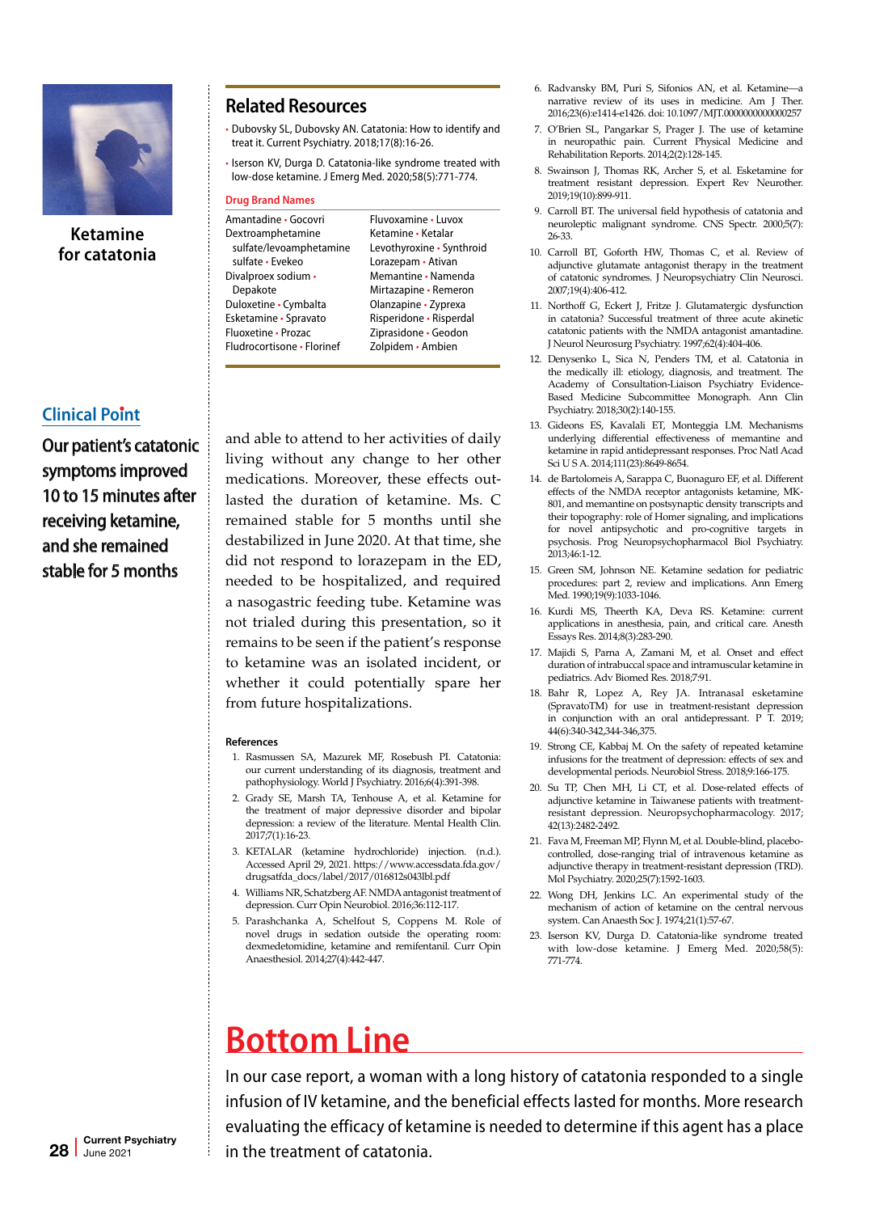**Ketamine for catatonia**

## Clinical Point

**Our patient's catatonic symptoms improved 10 to 15 minutes after receiving ketamine, and she remained stable for 5 months**

## Related Resources

- Dubovsky SL, Dubovsky AN. Catatonia: How to identify and treat it. Current Psychiatry. 2018;17(8):16-26.
- Iserson KV, Durga D. Catatonia-like syndrome treated with low-dose ketamine. J Emerg Med. 2020;58(5):771-774.

### Drug Brand Names

Amantadine • Gocovri
Dextroamphetamine sulfate/levoamphetamine sulfate • Evekeo
Divalproex sodium • Depakote
Duloxetine • Cymbalta
Esketamine • Spravato
Fluoxetine • Prozac
Fludrocortisone • Florinef
Fluvoxamine • Luvox
Ketamine • Ketalar
Levothyroxine • Synthroid
Lorazepam • Ativan
Memantine • Namenda
Mirtazapine • Remeron
Olanzapine • Zyprexa
Risperidone • Risperdal
Ziprasidone • Geodon
Zolpidem • Ambien

and able to attend to her activities of daily living without any change to her other medications. Moreover, these effects outlasted the duration of ketamine. Ms. C remained stable for 5 months until she destabilized in June 2020. At that time, she did not respond to lorazepam in the ED, needed to be hospitalized, and required a nasogastric feeding tube. Ketamine was not trialed during this presentation, so it remains to be seen if the patient's response to ketamine was an isolated incident, or whether it could potentially spare her from future hospitalizations.

### References

1. Rasmussen SA, Mazurek MF, Rosebush PI. Catatonia: our current understanding of its diagnosis, treatment and pathophysiology. World J Psychiatry. 2016;6(4):391-398.
2. Grady SE, Marsh TA, Tenhouse A, et al. Ketamine for the treatment of major depressive disorder and bipolar depression: a review of the literature. Mental Health Clin. 2017;7(1):16-23.
3. KETALAR (ketamine hydrochloride) injection. (n.d.). Accessed April 29, 2021. https://www.accessdata.fda.gov/drugsatfda_docs/label/2017/016812s043lbl.pdf
4. Williams NR, Schatzberg AF. NMDA antagonist treatment of depression. Curr Opin Neurobiol. 2016;36:112-117.
5. Parashchanka A, Schelfout S, Coppens M. Role of novel drugs in sedation outside the operating room: dexmedetomidine, ketamine and remifentanil. Curr Opin Anaesthesiol. 2014;27(4):442-447.
6. Radvansky BM, Puri S, Sifonios AN, et al. Ketamine—a narrative review of its uses in medicine. Am J Ther. 2016;23(6):e1414-e1426. doi: 10.1097/MJT.0000000000000257
7. O'Brien SL, Pangarkar S, Prager J. The use of ketamine in neuropathic pain. Current Physical Medicine and Rehabilitation Reports. 2014;2(2):128-145.
8. Swainson J, Thomas RK, Archer S, et al. Esketamine for treatment resistant depression. Expert Rev Neurother. 2019;19(10):899-911.
9. Carroll BT. The universal field hypothesis of catatonia and neuroleptic malignant syndrome. CNS Spectr. 2000;5(7):26-33.
10. Carroll BT, Goforth HW, Thomas C, et al. Review of adjunctive glutamate antagonist therapy in the treatment of catatonic syndromes. J Neuropsychiatry Clin Neurosci. 2007;19(4):406-412.
11. Northoff G, Eckert J, Fritze J. Glutamatergic dysfunction in catatonia? Successful treatment of three acute akinetic catatonic patients with the NMDA antagonist amantadine. J Neurol Neurosurg Psychiatry. 1997;62(4):404-406.
12. Denysenko L, Sica N, Penders TM, et al. Catatonia in the medically ill: etiology, diagnosis, and treatment. The Academy of Consultation-Liaison Psychiatry Evidence-Based Medicine Subcommittee Monograph. Ann Clin Psychiatry. 2018;30(2):140-155.
13. Gideons ES, Kavalali ET, Monteggia LM. Mechanisms underlying differential effectiveness of memantine and ketamine in rapid antidepressant responses. Proc Natl Acad Sci U S A. 2014;111(23):8649-8654.
14. de Bartolomeis A, Sarappa C, Buonaguro EF, et al. Different effects of the NMDA receptor antagonists ketamine, MK-801, and memantine on postsynaptic density transcripts and their topography: role of Homer signaling, and implications for novel antipsychotic and pro-cognitive targets in psychosis. Prog Neuropsychopharmacol Biol Psychiatry. 2013;46:1-12.
15. Green SM, Johnson NE. Ketamine sedation for pediatric procedures: part 2, review and implications. Ann Emerg Med. 1990;19(9):1033-1046.
16. Kurdi MS, Theerth KA, Deva RS. Ketamine: current applications in anesthesia, pain, and critical care. Anesth Essays Res. 2014;8(3):283-290.
17. Majidi S, Parna A, Zamani M, et al. Onset and effect duration of intrabuccal space and intramuscular ketamine in pediatrics. Adv Biomed Res. 2018;7:91.
18. Bahr R, Lopez A, Rey JA. Intranasal esketamine (SpravatoTM) for use in treatment-resistant depression in conjunction with an oral antidepressant. P T. 2019;44(6):340-342,344-346,375.
19. Strong CE, Kabbaj M. On the safety of repeated ketamine infusions for the treatment of depression: effects of sex and developmental periods. Neurobiol Stress. 2018;9:166-175.
20. Su TP, Chen MH, Li CT, et al. Dose-related effects of adjunctive ketamine in Taiwanese patients with treatment-resistant depression. Neuropsychopharmacology. 2017;42(13):2482-2492.
21. Fava M, Freeman MP, Flynn M, et al. Double-blind, placebo-controlled, dose-ranging trial of intravenous ketamine as adjunctive therapy in treatment-resistant depression (TRD). Mol Psychiatry. 2020;25(7):1592-1603.
22. Wong DH, Jenkins LC. An experimental study of the mechanism of action of ketamine on the central nervous system. Can Anaesth Soc J. 1974;21(1):57-67.
23. Iserson KV, Durga D. Catatonia-like syndrome treated with low-dose ketamine. J Emerg Med. 2020;58(5):771-774.

## Bottom Line

In our case report, a woman with a long history of catatonia responded to a single infusion of IV ketamine, and the beneficial effects lasted for months. More research evaluating the efficacy of ketamine is needed to determine if this agent has a place in the treatment of catatonia.